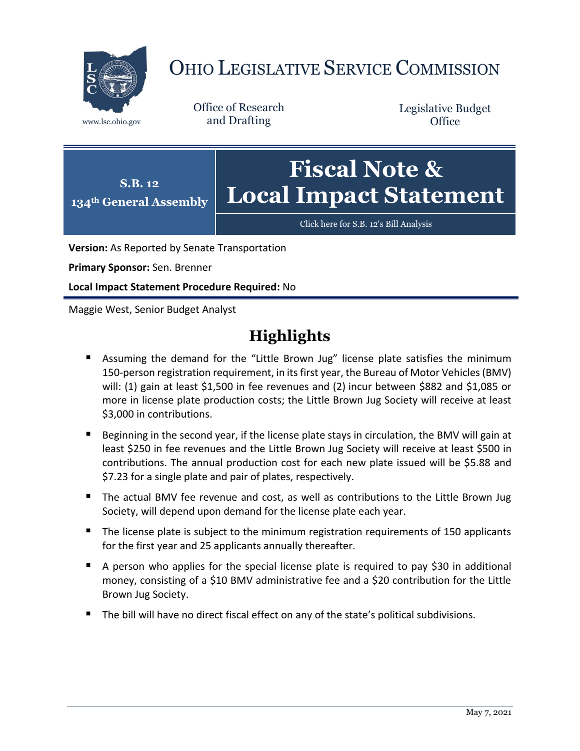# OHIO LEGISLATIVE SERVICE COMMISSION

www.lsc.ohio.gov

Office of Research and Drafting

Legislative Budget Office

**S.B. 12**
**134th General Assembly**

# Fiscal Note & Local Impact Statement

Click here for S.B. 12's Bill Analysis

**Version:** As Reported by Senate Transportation

**Primary Sponsor:** Sen. Brenner

**Local Impact Statement Procedure Required:** No

Maggie West, Senior Budget Analyst

## Highlights

- Assuming the demand for the "Little Brown Jug" license plate satisfies the minimum 150-person registration requirement, in its first year, the Bureau of Motor Vehicles (BMV) will: (1) gain at least $1,500 in fee revenues and (2) incur between $882 and $1,085 or more in license plate production costs; the Little Brown Jug Society will receive at least $3,000 in contributions.
- Beginning in the second year, if the license plate stays in circulation, the BMV will gain at least $250 in fee revenues and the Little Brown Jug Society will receive at least $500 in contributions. The annual production cost for each new plate issued will be $5.88 and $7.23 for a single plate and pair of plates, respectively.
- The actual BMV fee revenue and cost, as well as contributions to the Little Brown Jug Society, will depend upon demand for the license plate each year.
- The license plate is subject to the minimum registration requirements of 150 applicants for the first year and 25 applicants annually thereafter.
- A person who applies for the special license plate is required to pay $30 in additional money, consisting of a $10 BMV administrative fee and a $20 contribution for the Little Brown Jug Society.
- The bill will have no direct fiscal effect on any of the state's political subdivisions.

May 7, 2021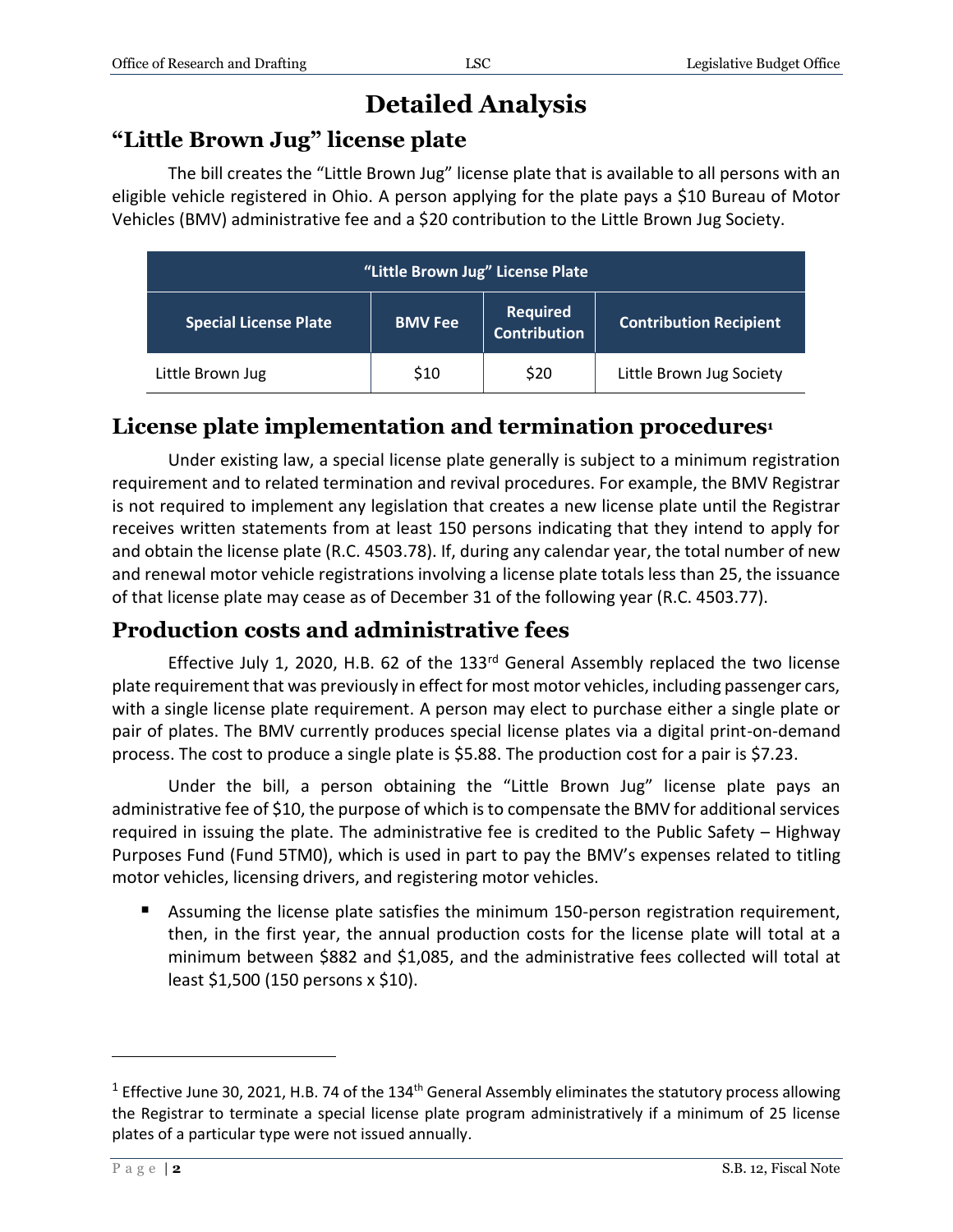# Detailed Analysis

## "Little Brown Jug" license plate

The bill creates the "Little Brown Jug" license plate that is available to all persons with an eligible vehicle registered in Ohio. A person applying for the plate pays a $10 Bureau of Motor Vehicles (BMV) administrative fee and a $20 contribution to the Little Brown Jug Society.

| "Little Brown Jug" License Plate | | | |
|---|---|---|---|
| Special License Plate | BMV Fee | Required Contribution | Contribution Recipient |
| Little Brown Jug | $10 | $20 | Little Brown Jug Society |

## License plate implementation and termination procedures[1]

Under existing law, a special license plate generally is subject to a minimum registration requirement and to related termination and revival procedures. For example, the BMV Registrar is not required to implement any legislation that creates a new license plate until the Registrar receives written statements from at least 150 persons indicating that they intend to apply for and obtain the license plate (R.C. 4503.78). If, during any calendar year, the total number of new and renewal motor vehicle registrations involving a license plate totals less than 25, the issuance of that license plate may cease as of December 31 of the following year (R.C. 4503.77).

## Production costs and administrative fees

Effective July 1, 2020, H.B. 62 of the 133rd General Assembly replaced the two license plate requirement that was previously in effect for most motor vehicles, including passenger cars, with a single license plate requirement. A person may elect to purchase either a single plate or pair of plates. The BMV currently produces special license plates via a digital print-on-demand process. The cost to produce a single plate is $5.88. The production cost for a pair is $7.23.

Under the bill, a person obtaining the "Little Brown Jug" license plate pays an administrative fee of $10, the purpose of which is to compensate the BMV for additional services required in issuing the plate. The administrative fee is credited to the Public Safety – Highway Purposes Fund (Fund 5TM0), which is used in part to pay the BMV's expenses related to titling motor vehicles, licensing drivers, and registering motor vehicles.

- Assuming the license plate satisfies the minimum 150-person registration requirement, then, in the first year, the annual production costs for the license plate will total at a minimum between $882 and $1,085, and the administrative fees collected will total at least $1,500 (150 persons x $10).

---

[1] Effective June 30, 2021, H.B. 74 of the 134th General Assembly eliminates the statutory process allowing the Registrar to terminate a special license plate program administratively if a minimum of 25 license plates of a particular type were not issued annually.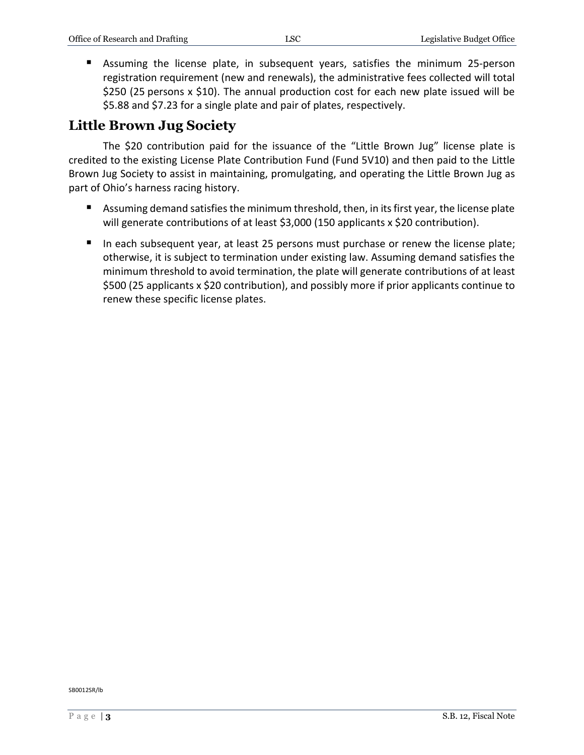- Assuming the license plate, in subsequent years, satisfies the minimum 25-person registration requirement (new and renewals), the administrative fees collected will total $250 (25 persons x $10). The annual production cost for each new plate issued will be $5.88 and $7.23 for a single plate and pair of plates, respectively.

## Little Brown Jug Society

The $20 contribution paid for the issuance of the "Little Brown Jug" license plate is credited to the existing License Plate Contribution Fund (Fund 5V10) and then paid to the Little Brown Jug Society to assist in maintaining, promulgating, and operating the Little Brown Jug as part of Ohio's harness racing history.

- Assuming demand satisfies the minimum threshold, then, in its first year, the license plate will generate contributions of at least $3,000 (150 applicants x $20 contribution).
- In each subsequent year, at least 25 persons must purchase or renew the license plate; otherwise, it is subject to termination under existing law. Assuming demand satisfies the minimum threshold to avoid termination, the plate will generate contributions of at least $500 (25 applicants x $20 contribution), and possibly more if prior applicants continue to renew these specific license plates.

SB0012SR/lb